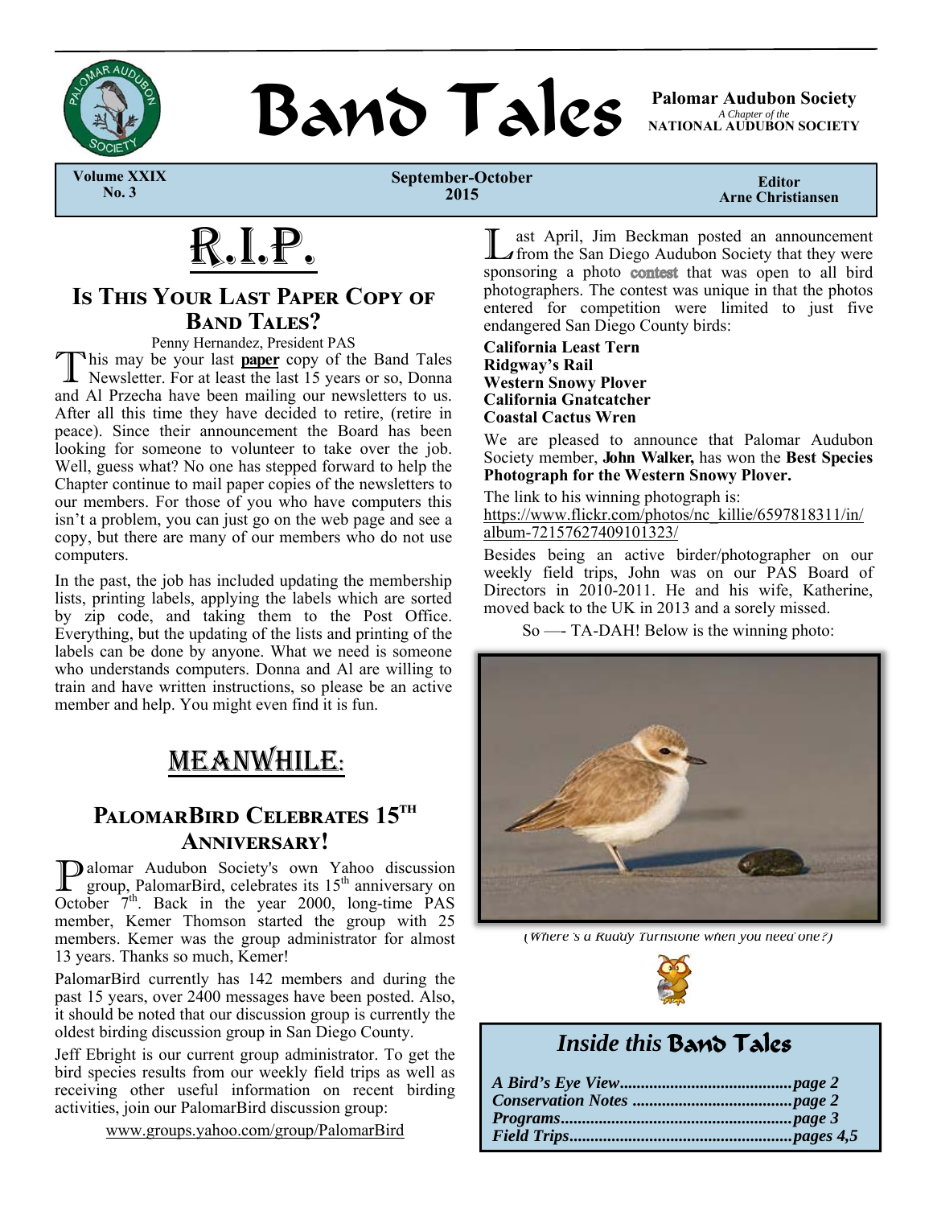# Band Tales

**Palomar Audubon Society**
*A Chapter of the*
**NATIONAL AUDUBON SOCIETY**

**Volume XXIX No. 3** | **September-October 2015** | **Editor Arne Christiansen**

# R.I.P.

## Is This Your Last Paper Copy of Band Tales?

Penny Hernandez, President PAS

This may be your last **paper** copy of the Band Tales Newsletter. For at least the last 15 years or so, Donna and Al Przecha have been mailing our newsletters to us. After all this time they have decided to retire, (retire in peace). Since their announcement the Board has been looking for someone to volunteer to take over the job. Well, guess what? No one has stepped forward to help the Chapter continue to mail paper copies of the newsletters to our members. For those of you who have computers this isn't a problem, you can just go on the web page and see a copy, but there are many of our members who do not use computers.

In the past, the job has included updating the membership lists, printing labels, applying the labels which are sorted by zip code, and taking them to the Post Office. Everything, but the updating of the lists and printing of the labels can be done by anyone. What we need is someone who understands computers. Donna and Al are willing to train and have written instructions, so please be an active member and help. You might even find it is fun.

# Meanwhile:

## PalomarBird Celebrates 15th Anniversary!

Palomar Audubon Society's own Yahoo discussion group, PalomarBird, celebrates its 15th anniversary on October 7th. Back in the year 2000, long-time PAS member, Kemer Thomson started the group with 25 members. Kemer was the group administrator for almost 13 years. Thanks so much, Kemer!

PalomarBird currently has 142 members and during the past 15 years, over 2400 messages have been posted. Also, it should be noted that our discussion group is currently the oldest birding discussion group in San Diego County.

Jeff Ebright is our current group administrator. To get the bird species results from our weekly field trips as well as receiving other useful information on recent birding activities, join our PalomarBird discussion group:

www.groups.yahoo.com/group/PalomarBird

Last April, Jim Beckman posted an announcement from the San Diego Audubon Society that they were sponsoring a photo contest that was open to all bird photographers. The contest was unique in that the photos entered for competition were limited to just five endangered San Diego County birds:

**California Least Tern**
**Ridgway's Rail**
**Western Snowy Plover**
**California Gnatcatcher**
**Coastal Cactus Wren**

We are pleased to announce that Palomar Audubon Society member, **John Walker,** has won the **Best Species Photograph for the Western Snowy Plover.**

The link to his winning photograph is:
https://www.flickr.com/photos/nc_killie/6597818311/in/album-72157627409101323/

Besides being an active birder/photographer on our weekly field trips, John was on our PAS Board of Directors in 2010-2011. He and his wife, Katherine, moved back to the UK in 2013 and a sorely missed.

So —- TA-DAH! Below is the winning photo:

(*Where's a Ruddy Turnstone when you need one?*)

## *Inside this* Band Tales

| | |
|---|---|
| *A Bird's Eye View* | *page 2* |
| *Conservation Notes* | *page 2* |
| *Programs* | *page 3* |
| *Field Trips* | *pages 4,5* |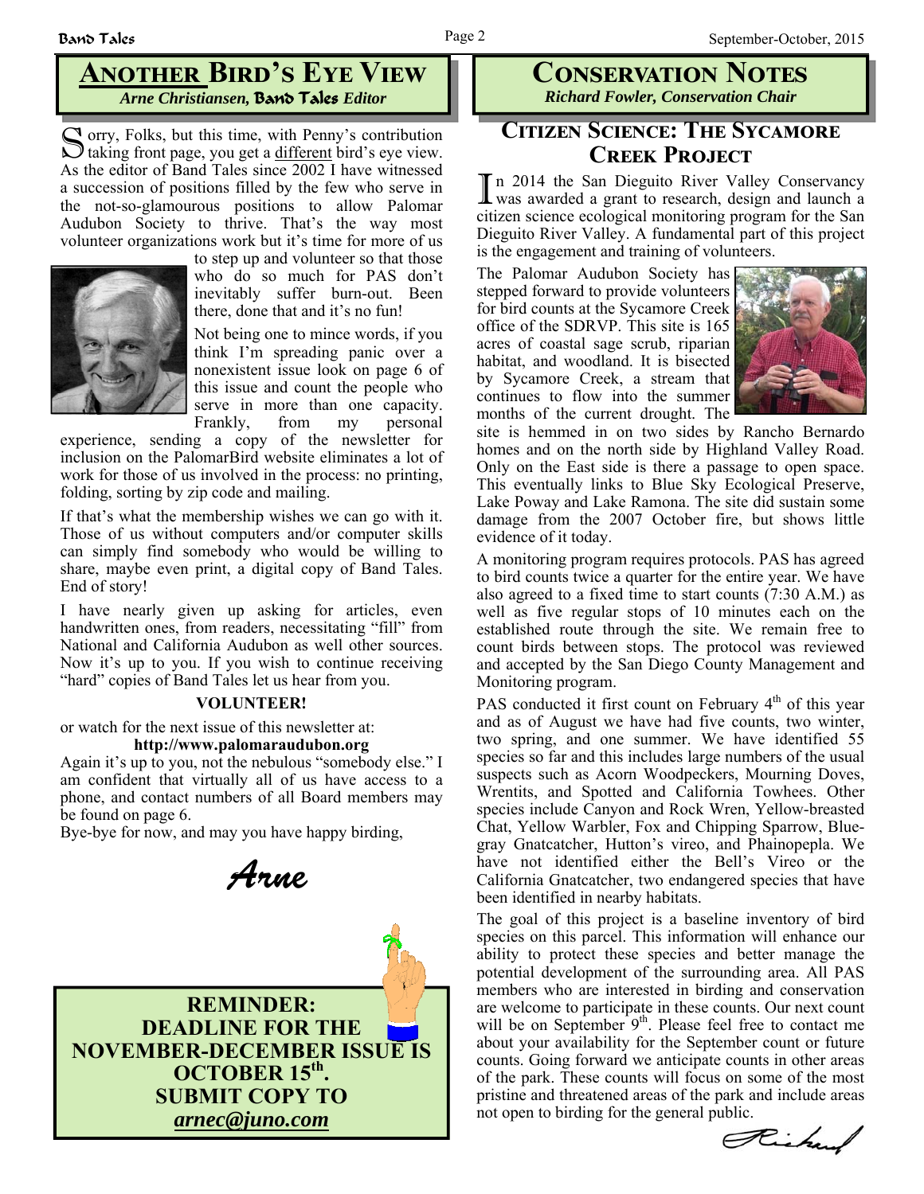## Another Bird's Eye View

*Arne Christiansen, Band Tales Editor*

Sorry, Folks, but this time, with Penny's contribution taking front page, you get a different bird's eye view. As the editor of Band Tales since 2002 I have witnessed a succession of positions filled by the few who serve in the not-so-glamourous positions to allow Palomar Audubon Society to thrive. That's the way most volunteer organizations work but it's time for more of us to step up and volunteer so that those who do so much for PAS don't inevitably suffer burn-out. Been there, done that and it's no fun!

Not being one to mince words, if you think I'm spreading panic over a nonexistent issue look on page 6 of this issue and count the people who serve in more than one capacity. Frankly, from my personal experience, sending a copy of the newsletter for inclusion on the PalomarBird website eliminates a lot of work for those of us involved in the process: no printing, folding, sorting by zip code and mailing.

If that's what the membership wishes we can go with it. Those of us without computers and/or computer skills can simply find somebody who would be willing to share, maybe even print, a digital copy of Band Tales. End of story!

I have nearly given up asking for articles, even handwritten ones, from readers, necessitating "fill" from National and California Audubon as well other sources. Now it's up to you. If you wish to continue receiving "hard" copies of Band Tales let us hear from you.

**VOLUNTEER!**

or watch for the next issue of this newsletter at:

**http://www.palomaraudubon.org**

Again it's up to you, not the nebulous "somebody else." I am confident that virtually all of us have access to a phone, and contact numbers of all Board members may be found on page 6.

Bye-bye for now, and may you have happy birding,

*Arne*

**REMINDER:**
**DEADLINE FOR THE NOVEMBER-DECEMBER ISSUE IS OCTOBER 15th.**
**SUBMIT COPY TO *arnec@juno.com***

## Conservation Notes

*Richard Fowler, Conservation Chair*

### Citizen Science: The Sycamore Creek Project

In 2014 the San Dieguito River Valley Conservancy was awarded a grant to research, design and launch a citizen science ecological monitoring program for the San Dieguito River Valley. A fundamental part of this project is the engagement and training of volunteers.

The Palomar Audubon Society has stepped forward to provide volunteers for bird counts at the Sycamore Creek office of the SDRVP. This site is 165 acres of coastal sage scrub, riparian habitat, and woodland. It is bisected by Sycamore Creek, a stream that continues to flow into the summer months of the current drought. The site is hemmed in on two sides by Rancho Bernardo homes and on the north side by Highland Valley Road. Only on the East side is there a passage to open space. This eventually links to Blue Sky Ecological Preserve, Lake Poway and Lake Ramona. The site did sustain some damage from the 2007 October fire, but shows little evidence of it today.

A monitoring program requires protocols. PAS has agreed to bird counts twice a quarter for the entire year. We have also agreed to a fixed time to start counts (7:30 A.M.) as well as five regular stops of 10 minutes each on the established route through the site. We remain free to count birds between stops. The protocol was reviewed and accepted by the San Diego County Management and Monitoring program.

PAS conducted it first count on February 4th of this year and as of August we have had five counts, two winter, two spring, and one summer. We have identified 55 species so far and this includes large numbers of the usual suspects such as Acorn Woodpeckers, Mourning Doves, Wrentits, and Spotted and California Towhees. Other species include Canyon and Rock Wren, Yellow-breasted Chat, Yellow Warbler, Fox and Chipping Sparrow, Blue-gray Gnatcatcher, Hutton's vireo, and Phainopepla. We have not identified either the Bell's Vireo or the California Gnatcatcher, two endangered species that have been identified in nearby habitats.

The goal of this project is a baseline inventory of bird species on this parcel. This information will enhance our ability to protect these species and better manage the potential development of the surrounding area. All PAS members who are interested in birding and conservation are welcome to participate in these counts. Our next count will be on September 9th. Please feel free to contact me about your availability for the September count or future counts. Going forward we anticipate counts in other areas of the park. These counts will focus on some of the most pristine and threatened areas of the park and include areas not open to birding for the general public.

*Richard*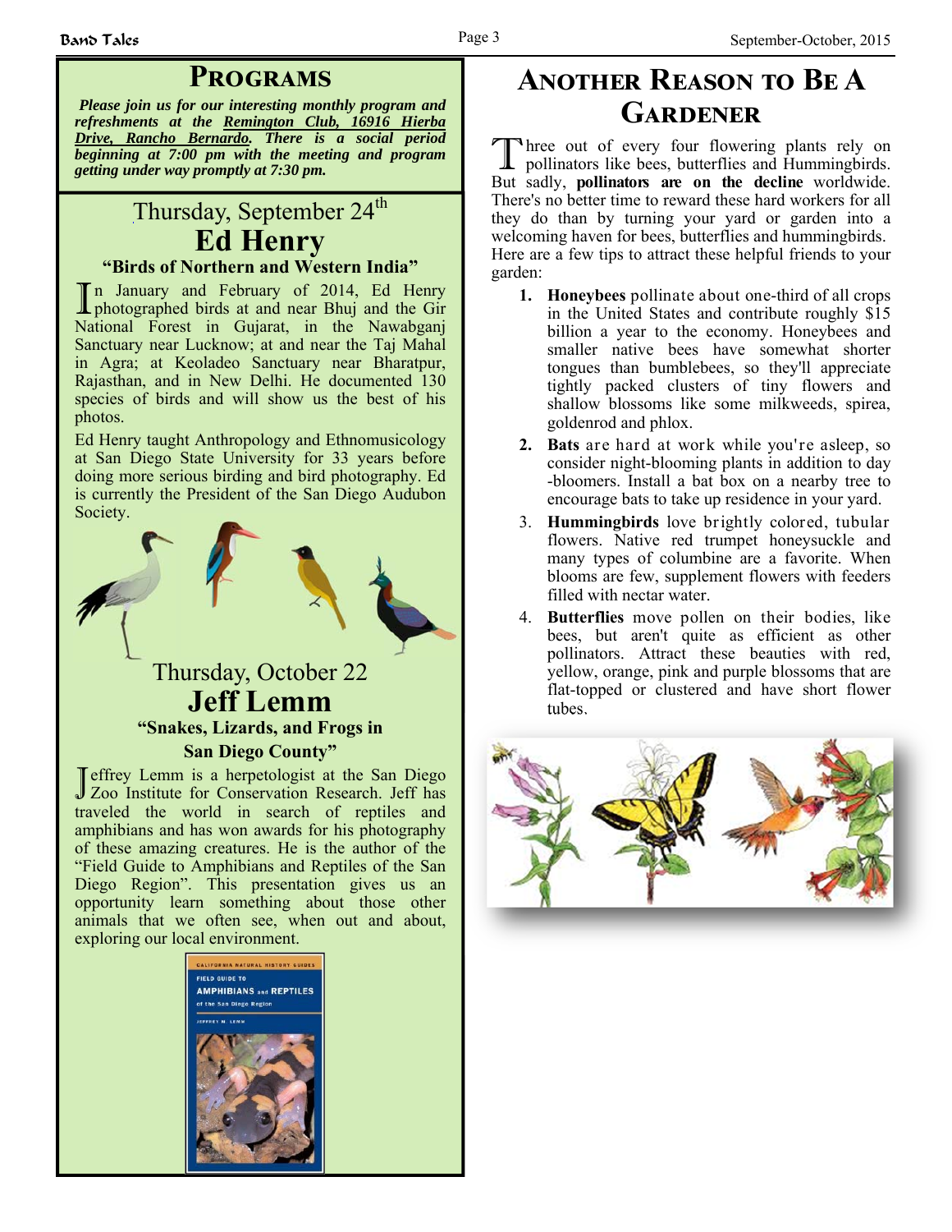## Programs

***Please join us for our interesting monthly program and refreshments at the Remington Club, 16916 Hierba Drive, Rancho Bernardo. There is a social period beginning at 7:00 pm with the meeting and program getting under way promptly at 7:30 pm.***

### Thursday, September 24th

## Ed Henry

**"Birds of Northern and Western India"**

In January and February of 2014, Ed Henry photographed birds at and near Bhuj and the Gir National Forest in Gujarat, in the Nawabganj Sanctuary near Lucknow; at and near the Taj Mahal in Agra; at Keoladeo Sanctuary near Bharatpur, Rajasthan, and in New Delhi. He documented 130 species of birds and will show us the best of his photos.

Ed Henry taught Anthropology and Ethnomusicology at San Diego State University for 33 years before doing more serious birding and bird photography. Ed is currently the President of the San Diego Audubon Society.

### Thursday, October 22

## Jeff Lemm

**"Snakes, Lizards, and Frogs in San Diego County"**

Jeffrey Lemm is a herpetologist at the San Diego Zoo Institute for Conservation Research. Jeff has traveled the world in search of reptiles and amphibians and has won awards for his photography of these amazing creatures. He is the author of the "Field Guide to Amphibians and Reptiles of the San Diego Region". This presentation gives us an opportunity learn something about those other animals that we often see, when out and about, exploring our local environment.

## Another Reason to Be a Gardener

Three out of every four flowering plants rely on pollinators like bees, butterflies and Hummingbirds. But sadly, **pollinators are on the decline** worldwide. There's no better time to reward these hard workers for all they do than by turning your yard or garden into a welcoming haven for bees, butterflies and hummingbirds. Here are a few tips to attract these helpful friends to your garden:

1. **Honeybees** pollinate about one-third of all crops in the United States and contribute roughly $15 billion a year to the economy. Honeybees and smaller native bees have somewhat shorter tongues than bumblebees, so they'll appreciate tightly packed clusters of tiny flowers and shallow blossoms like some milkweeds, spirea, goldenrod and phlox.
2. **Bats** are hard at work while you're asleep, so consider night-blooming plants in addition to day-bloomers. Install a bat box on a nearby tree to encourage bats to take up residence in your yard.
3. **Hummingbirds** love brightly colored, tubular flowers. Native red trumpet honeysuckle and many types of columbine are a favorite. When blooms are few, supplement flowers with feeders filled with nectar water.
4. **Butterflies** move pollen on their bodies, like bees, but aren't quite as efficient as other pollinators. Attract these beauties with red, yellow, orange, pink and purple blossoms that are flat-topped or clustered and have short flower tubes.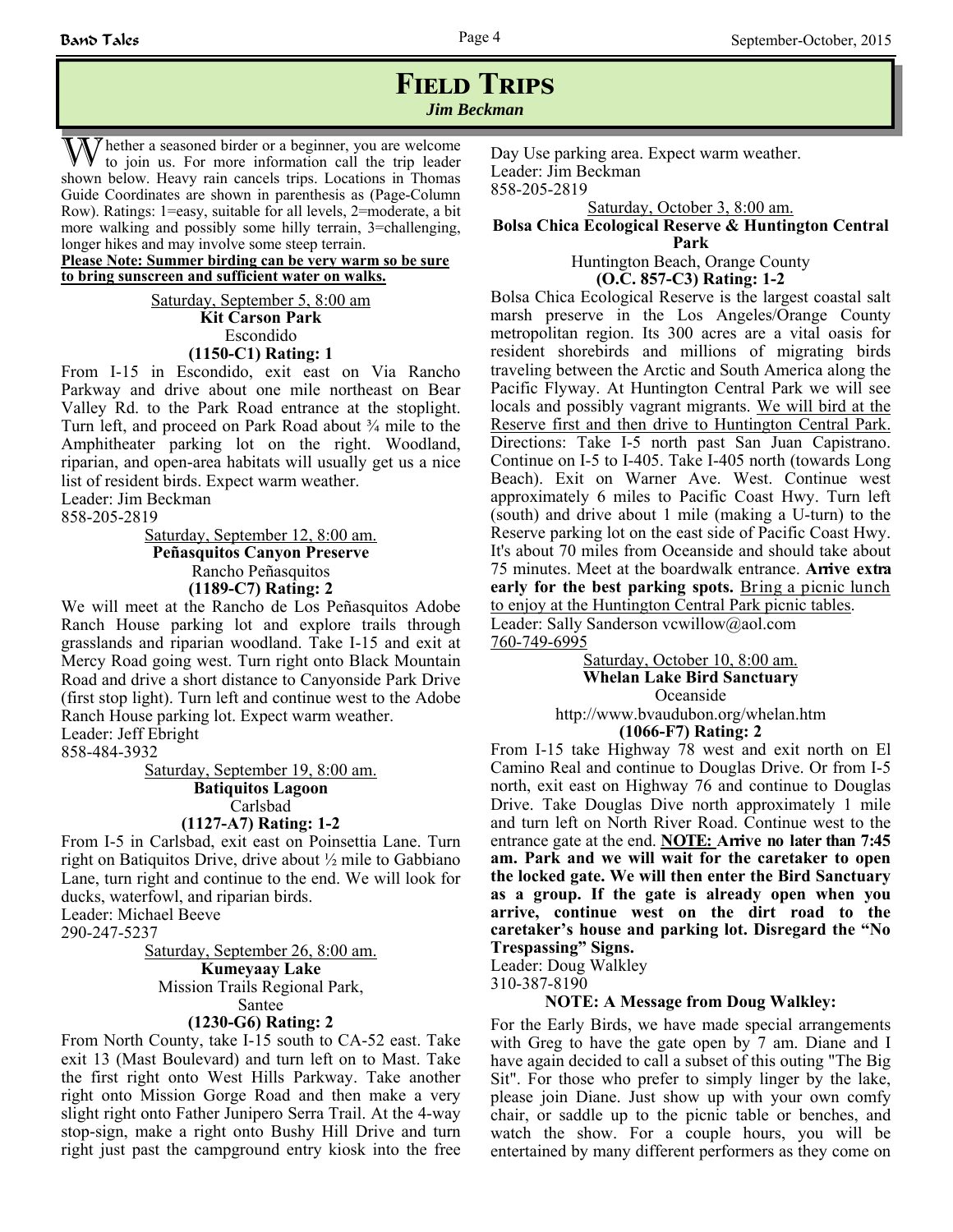# Field Trips

***Jim Beckman***

Whether a seasoned birder or a beginner, you are welcome to join us. For more information call the trip leader shown below. Heavy rain cancels trips. Locations in Thomas Guide Coordinates are shown in parenthesis as (Page-Column Row). Ratings: 1=easy, suitable for all levels, 2=moderate, a bit more walking and possibly some hilly terrain, 3=challenging, longer hikes and may involve some steep terrain.

**Please Note: Summer birding can be very warm so be sure to bring sunscreen and sufficient water on walks.**

Saturday, September 5, 8:00 am
**Kit Carson Park**
Escondido
**(1150-C1) Rating: 1**

From I-15 in Escondido, exit east on Via Rancho Parkway and drive about one mile northeast on Bear Valley Rd. to the Park Road entrance at the stoplight. Turn left, and proceed on Park Road about ¾ mile to the Amphitheater parking lot on the right. Woodland, riparian, and open-area habitats will usually get us a nice list of resident birds. Expect warm weather.
Leader: Jim Beckman
858-205-2819

Saturday, September 12, 8:00 am.
**Peñasquitos Canyon Preserve**
Rancho Peñasquitos
**(1189-C7) Rating: 2**

We will meet at the Rancho de Los Peñasquitos Adobe Ranch House parking lot and explore trails through grasslands and riparian woodland. Take I-15 and exit at Mercy Road going west. Turn right onto Black Mountain Road and drive a short distance to Canyonside Park Drive (first stop light). Turn left and continue west to the Adobe Ranch House parking lot. Expect warm weather.
Leader: Jeff Ebright
858-484-3932

Saturday, September 19, 8:00 am.
**Batiquitos Lagoon**
Carlsbad
**(1127-A7) Rating: 1-2**

From I-5 in Carlsbad, exit east on Poinsettia Lane. Turn right on Batiquitos Drive, drive about ½ mile to Gabbiano Lane, turn right and continue to the end. We will look for ducks, waterfowl, and riparian birds.
Leader: Michael Beeve
290-247-5237

Saturday, September 26, 8:00 am.
**Kumeyaay Lake**
Mission Trails Regional Park,
Santee
**(1230-G6) Rating: 2**

From North County, take I-15 south to CA-52 east. Take exit 13 (Mast Boulevard) and turn left on to Mast. Take the first right onto West Hills Parkway. Take another right onto Mission Gorge Road and then make a very slight right onto Father Junipero Serra Trail. At the 4-way stop-sign, make a right onto Bushy Hill Drive and turn right just past the campground entry kiosk into the free Day Use parking area. Expect warm weather.
Leader: Jim Beckman
858-205-2819

Saturday, October 3, 8:00 am.
**Bolsa Chica Ecological Reserve & Huntington Central Park**
Huntington Beach, Orange County
**(O.C. 857-C3) Rating: 1-2**

Bolsa Chica Ecological Reserve is the largest coastal salt marsh preserve in the Los Angeles/Orange County metropolitan region. Its 300 acres are a vital oasis for resident shorebirds and millions of migrating birds traveling between the Arctic and South America along the Pacific Flyway. At Huntington Central Park we will see locals and possibly vagrant migrants. We will bird at the Reserve first and then drive to Huntington Central Park. Directions: Take I-5 north past San Juan Capistrano. Continue on I-5 to I-405. Take I-405 north (towards Long Beach). Exit on Warner Ave. West. Continue west approximately 6 miles to Pacific Coast Hwy. Turn left (south) and drive about 1 mile (making a U-turn) to the Reserve parking lot on the east side of Pacific Coast Hwy. It's about 70 miles from Oceanside and should take about 75 minutes. Meet at the boardwalk entrance. **Arrive extra early for the best parking spots.** Bring a picnic lunch to enjoy at the Huntington Central Park picnic tables.
Leader: Sally Sanderson vcwillow@aol.com
760-749-6995

Saturday, October 10, 8:00 am.
**Whelan Lake Bird Sanctuary**
Oceanside
http://www.bvaudubon.org/whelan.htm
**(1066-F7) Rating: 2**

From I-15 take Highway 78 west and exit north on El Camino Real and continue to Douglas Drive. Or from I-5 north, exit east on Highway 76 and continue to Douglas Drive. Take Douglas Dive north approximately 1 mile and turn left on North River Road. Continue west to the entrance gate at the end. **NOTE: Arrive no later than 7:45 am. Park and we will wait for the caretaker to open the locked gate. We will then enter the Bird Sanctuary as a group. If the gate is already open when you arrive, continue west on the dirt road to the caretaker's house and parking lot. Disregard the "No Trespassing" Signs.**
Leader: Doug Walkley
310-387-8190

**NOTE: A Message from Doug Walkley:**

For the Early Birds, we have made special arrangements with Greg to have the gate open by 7 am. Diane and I have again decided to call a subset of this outing "The Big Sit". For those who prefer to simply linger by the lake, please join Diane. Just show up with your own comfy chair, or saddle up to the picnic table or benches, and watch the show. For a couple hours, you will be entertained by many different performers as they come on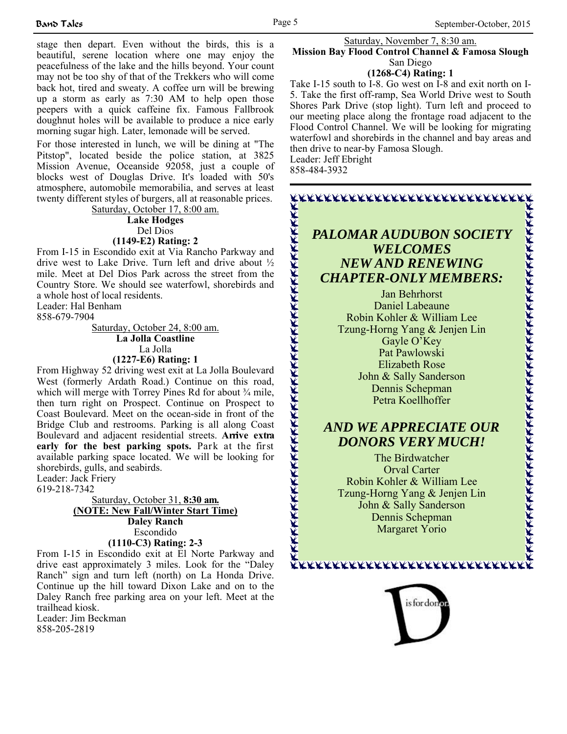stage then depart. Even without the birds, this is a beautiful, serene location where one may enjoy the peacefulness of the lake and the hills beyond. Your count may not be too shy of that of the Trekkers who will come back hot, tired and sweaty. A coffee urn will be brewing up a storm as early as 7:30 AM to help open those peepers with a quick caffeine fix. Famous Fallbrook doughnut holes will be available to produce a nice early morning sugar high. Later, lemonade will be served.

For those interested in lunch, we will be dining at "The Pitstop", located beside the police station, at 3825 Mission Avenue, Oceanside 92058, just a couple of blocks west of Douglas Drive. It's loaded with 50's atmosphere, automobile memorabilia, and serves at least twenty different styles of burgers, all at reasonable prices.

Saturday, October 17, 8:00 am.
**Lake Hodges**
Del Dios
**(1149-E2) Rating: 2**

From I-15 in Escondido exit at Via Rancho Parkway and drive west to Lake Drive. Turn left and drive about ½ mile. Meet at Del Dios Park across the street from the Country Store. We should see waterfowl, shorebirds and a whole host of local residents.
Leader: Hal Benham
858-679-7904

Saturday, October 24, 8:00 am.
**La Jolla Coastline**
La Jolla
**(1227-E6) Rating: 1**

From Highway 52 driving west exit at La Jolla Boulevard West (formerly Ardath Road.) Continue on this road, which will merge with Torrey Pines Rd for about ¾ mile, then turn right on Prospect. Continue on Prospect to Coast Boulevard. Meet on the ocean-side in front of the Bridge Club and restrooms. Parking is all along Coast Boulevard and adjacent residential streets. **Arrive extra early for the best parking spots.** Park at the first available parking space located. We will be looking for shorebirds, gulls, and seabirds.
Leader: Jack Friery
619-218-7342

Saturday, October 31, **8:30 am.**
**(NOTE: New Fall/Winter Start Time)**
**Daley Ranch**
Escondido
**(1110-C3) Rating: 2-3**

From I-15 in Escondido exit at El Norte Parkway and drive east approximately 3 miles. Look for the "Daley Ranch" sign and turn left (north) on La Honda Drive. Continue up the hill toward Dixon Lake and on to the Daley Ranch free parking area on your left. Meet at the trailhead kiosk.
Leader: Jim Beckman
858-205-2819

Saturday, November 7, 8:30 am.
**Mission Bay Flood Control Channel & Famosa Slough**
San Diego
**(1268-C4) Rating: 1**

Take I-15 south to I-8. Go west on I-8 and exit north on I-5. Take the first off-ramp, Sea World Drive west to South Shores Park Drive (stop light). Turn left and proceed to our meeting place along the frontage road adjacent to the Flood Control Channel. We will be looking for migrating waterfowl and shorebirds in the channel and bay areas and then drive to near-by Famosa Slough.
Leader: Jeff Ebright
858-484-3932

## *PALOMAR AUDUBON SOCIETY WELCOMES NEW AND RENEWING CHAPTER-ONLY MEMBERS:*

Jan Behrhorst
Daniel Labeaune
Robin Kohler & William Lee
Tzung-Horng Yang & Jenjen Lin
Gayle O'Key
Pat Pawlowski
Elizabeth Rose
John & Sally Sanderson
Dennis Schepman
Petra Koellhoffer

## *AND WE APPRECIATE OUR DONORS VERY MUCH!*

The Birdwatcher
Orval Carter
Robin Kohler & William Lee
Tzung-Horng Yang & Jenjen Lin
John & Sally Sanderson
Dennis Schepman
Margaret Yorio

D is for donor.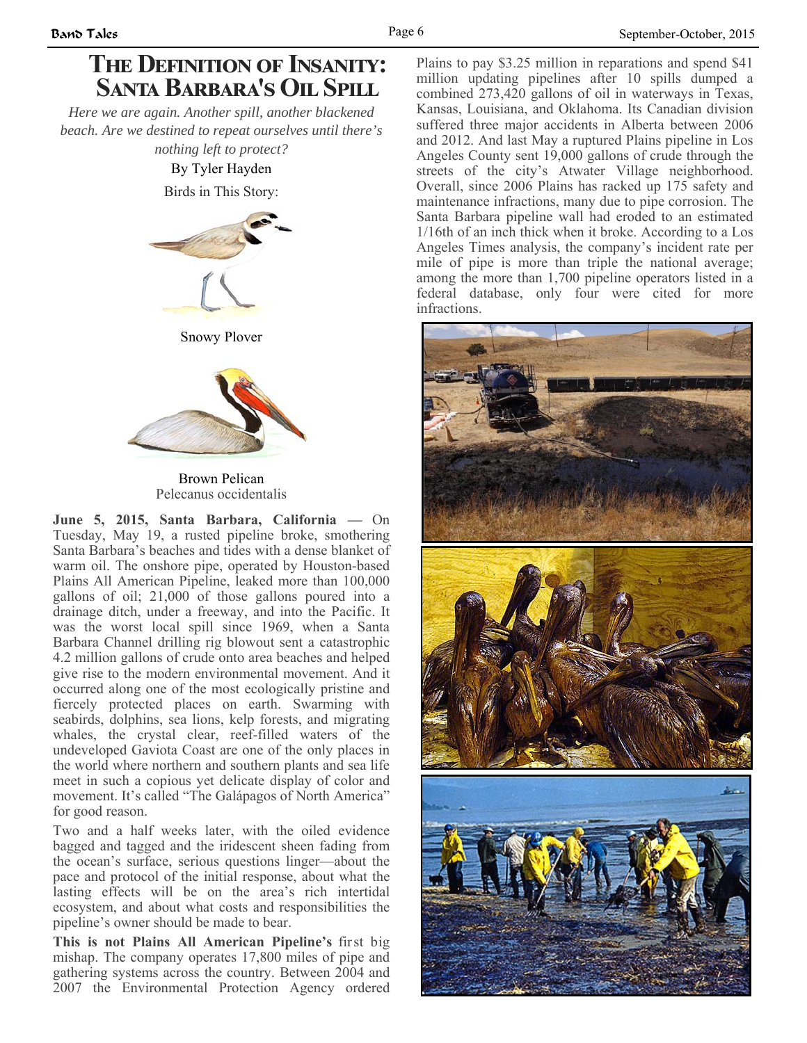# The Definition of Insanity: Santa Barbara's Oil Spill

*Here we are again. Another spill, another blackened beach. Are we destined to repeat ourselves until there's nothing left to protect?*

By Tyler Hayden

Birds in This Story:

Snowy Plover

Brown Pelican
Pelecanus occidentalis

**June 5, 2015, Santa Barbara, California —** On Tuesday, May 19, a rusted pipeline broke, smothering Santa Barbara's beaches and tides with a dense blanket of warm oil. The onshore pipe, operated by Houston-based Plains All American Pipeline, leaked more than 100,000 gallons of oil; 21,000 of those gallons poured into a drainage ditch, under a freeway, and into the Pacific. It was the worst local spill since 1969, when a Santa Barbara Channel drilling rig blowout sent a catastrophic 4.2 million gallons of crude onto area beaches and helped give rise to the modern environmental movement. And it occurred along one of the most ecologically pristine and fiercely protected places on earth. Swarming with seabirds, dolphins, sea lions, kelp forests, and migrating whales, the crystal clear, reef-filled waters of the undeveloped Gaviota Coast are one of the only places in the world where northern and southern plants and sea life meet in such a copious yet delicate display of color and movement. It's called "The Galápagos of North America" for good reason.

Two and a half weeks later, with the oiled evidence bagged and tagged and the iridescent sheen fading from the ocean's surface, serious questions linger—about the pace and protocol of the initial response, about what the lasting effects will be on the area's rich intertidal ecosystem, and about what costs and responsibilities the pipeline's owner should be made to bear.

**This is not Plains All American Pipeline's** first big mishap. The company operates 17,800 miles of pipe and gathering systems across the country. Between 2004 and 2007 the Environmental Protection Agency ordered Plains to pay $3.25 million in reparations and spend $41 million updating pipelines after 10 spills dumped a combined 273,420 gallons of oil in waterways in Texas, Kansas, Louisiana, and Oklahoma. Its Canadian division suffered three major accidents in Alberta between 2006 and 2012. And last May a ruptured Plains pipeline in Los Angeles County sent 19,000 gallons of crude through the streets of the city's Atwater Village neighborhood. Overall, since 2006 Plains has racked up 175 safety and maintenance infractions, many due to pipe corrosion. The Santa Barbara pipeline wall had eroded to an estimated 1/16th of an inch thick when it broke. According to a Los Angeles Times analysis, the company's incident rate per mile of pipe is more than triple the national average; among the more than 1,700 pipeline operators listed in a federal database, only four were cited for more infractions.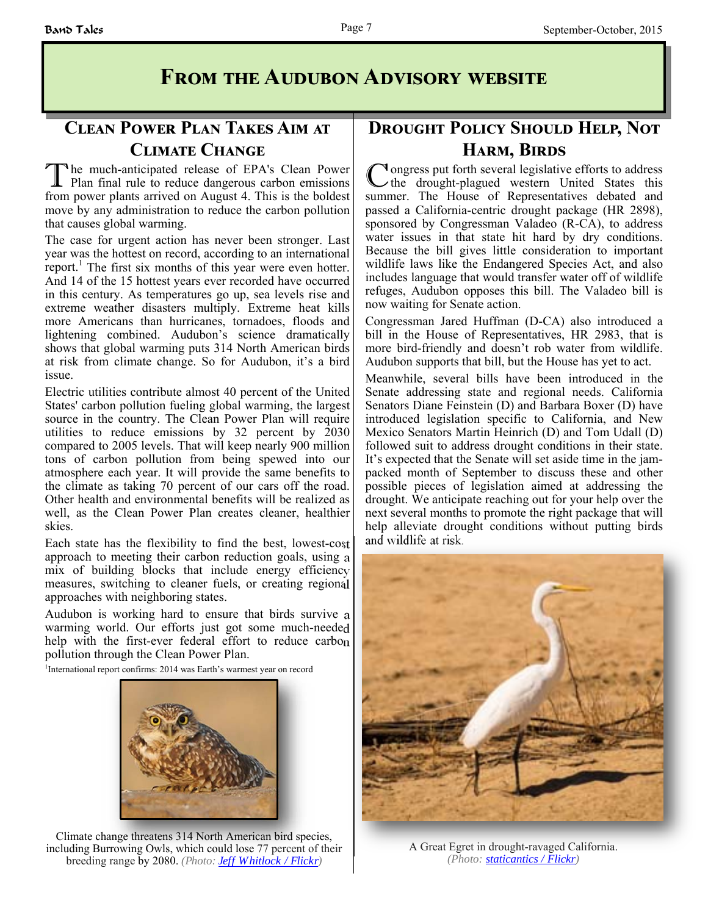# From the Audubon Advisory website

## Clean Power Plan Takes Aim at Climate Change

The much-anticipated release of EPA's Clean Power Plan final rule to reduce dangerous carbon emissions from power plants arrived on August 4. This is the boldest move by any administration to reduce the carbon pollution that causes global warming.

The case for urgent action has never been stronger. Last year was the hottest on record, according to an international report.[1] The first six months of this year were even hotter. And 14 of the 15 hottest years ever recorded have occurred in this century. As temperatures go up, sea levels rise and extreme weather disasters multiply. Extreme heat kills more Americans than hurricanes, tornadoes, floods and lightening combined. Audubon's science dramatically shows that global warming puts 314 North American birds at risk from climate change. So for Audubon, it's a bird issue.

Electric utilities contribute almost 40 percent of the United States' carbon pollution fueling global warming, the largest source in the country. The Clean Power Plan will require utilities to reduce emissions by 32 percent by 2030 compared to 2005 levels. That will keep nearly 900 million tons of carbon pollution from being spewed into our atmosphere each year. It will provide the same benefits to the climate as taking 70 percent of our cars off the road. Other health and environmental benefits will be realized as well, as the Clean Power Plan creates cleaner, healthier skies.

Each state has the flexibility to find the best, lowest-cost approach to meeting their carbon reduction goals, using a mix of building blocks that include energy efficiency measures, switching to cleaner fuels, or creating regional approaches with neighboring states.

Audubon is working hard to ensure that birds survive a warming world. Our efforts just got some much-needed help with the first-ever federal effort to reduce carbon pollution through the Clean Power Plan.

[1]International report confirms: 2014 was Earth's warmest year on record

Climate change threatens 314 North American bird species, including Burrowing Owls, which could lose 77 percent of their breeding range by 2080. *(Photo: Jeff Whitlock / Flickr)*

## Drought Policy Should Help, Not Harm, Birds

Congress put forth several legislative efforts to address the drought-plagued western United States this summer. The House of Representatives debated and passed a California-centric drought package (HR 2898), sponsored by Congressman Valadeo (R-CA), to address water issues in that state hit hard by dry conditions. Because the bill gives little consideration to important wildlife laws like the Endangered Species Act, and also includes language that would transfer water off of wildlife refuges, Audubon opposes this bill. The Valadeo bill is now waiting for Senate action.

Congressman Jared Huffman (D-CA) also introduced a bill in the House of Representatives, HR 2983, that is more bird-friendly and doesn't rob water from wildlife. Audubon supports that bill, but the House has yet to act.

Meanwhile, several bills have been introduced in the Senate addressing state and regional needs. California Senators Diane Feinstein (D) and Barbara Boxer (D) have introduced legislation specific to California, and New Mexico Senators Martin Heinrich (D) and Tom Udall (D) followed suit to address drought conditions in their state. It's expected that the Senate will set aside time in the jam-packed month of September to discuss these and other possible pieces of legislation aimed at addressing the drought. We anticipate reaching out for your help over the next several months to promote the right package that will help alleviate drought conditions without putting birds and wildlife at risk.

A Great Egret in drought-ravaged California. *(Photo: staticantics / Flickr)*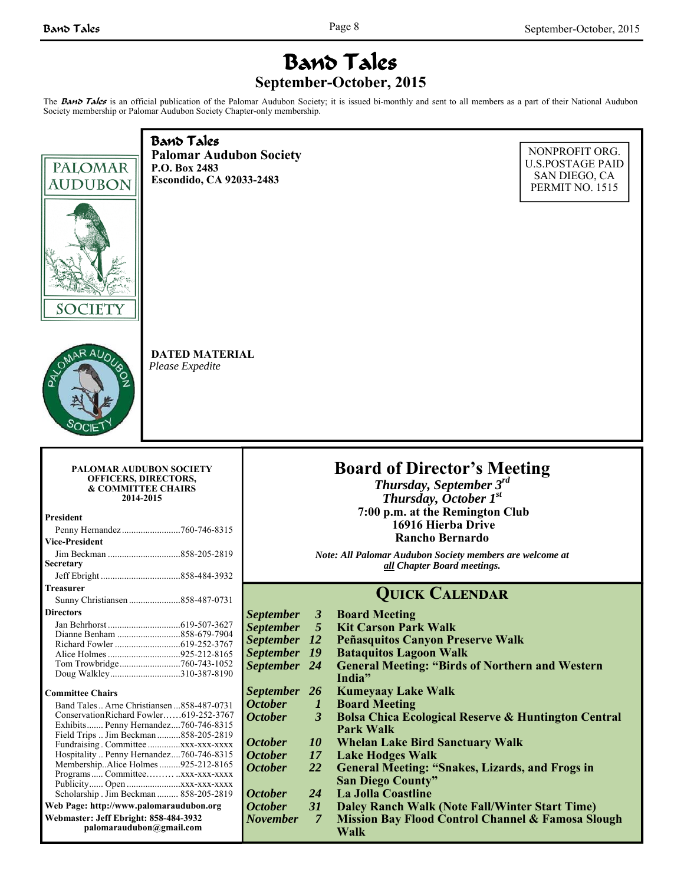# Band Tales

## September-October, 2015

The *Band Tales* is an official publication of the Palomar Audubon Society; it is issued bi-monthly and sent to all members as a part of their National Audubon Society membership or Palomar Audubon Society Chapter-only membership.

**Band Tales**
**Palomar Audubon Society**
**P.O. Box 2483**
**Escondido, CA 92033-2483**

NONPROFIT ORG.
U.S.POSTAGE PAID
SAN DIEGO, CA
PERMIT NO. 1515

PALOMAR AUDUBON SOCIETY

**DATED MATERIAL**
*Please Expedite*

**PALOMAR AUDUBON SOCIETY OFFICERS, DIRECTORS, & COMMITTEE CHAIRS 2014-2015**

**President**
Penny Hernandez .........................760-746-8315

**Vice-President**
Jim Beckman ...............................858-205-2819

**Secretary**
Jeff Ebright .................................858-484-3932

**Treasurer**
Sunny Christiansen ......................858-487-0731

**Directors**
Jan Behrhorst ...............................619-507-3627
Dianne Benham ...........................858-679-7904
Richard Fowler ............................619-252-3767
Alice Holmes ...............................925-212-8165
Tom Trowbridge...........................760-743-1052
Doug Walkley..............................310-387-8190

**Committee Chairs**
Band Tales .. Arne Christiansen ...858-487-0731
Conservation Richard Fowler……619-252-3767
Exhibits....... Penny Hernandez....760-746-8315
Field Trips .. Jim Beckman ..........858-205-2819
Fundraising . Committee ..............xxx-xxx-xxxx
Hospitality .. Penny Hernandez....760-746-8315
Membership..Alice Holmes .........925-212-8165
Programs..... Committee………..xxx-xxx-xxxx
Publicity...... Open .......................xxx-xxx-xxxx
Scholarship . Jim Beckman ......... 858-205-2819

**Web Page: http://www.palomaraudubon.org**
**Webmaster: Jeff Ebright: 858-484-3932**
**palomaraudubon@gmail.com**

## Board of Director's Meeting

***Thursday, September 3rd***
***Thursday, October 1st***
**7:00 p.m. at the Remington Club**
**16916 Hierba Drive**
**Rancho Bernardo**

***Note: All Palomar Audubon Society members are welcome at all Chapter Board meetings.***

## Quick Calendar

| | | |
|---|---|---|
| *September* | *3* | **Board Meeting** |
| *September* | *5* | **Kit Carson Park Walk** |
| *September* | *12* | **Peñasquitos Canyon Preserve Walk** |
| *September* | *19* | **Bataquitos Lagoon Walk** |
| *September* | *24* | **General Meeting: "Birds of Northern and Western India"** |
| *September* | *26* | **Kumeyaay Lake Walk** |
| *October* | *1* | **Board Meeting** |
| *October* | *3* | **Bolsa Chica Ecological Reserve & Huntington Central Park Walk** |
| *October* | *10* | **Whelan Lake Bird Sanctuary Walk** |
| *October* | *17* | **Lake Hodges Walk** |
| *October* | *22* | **General Meeting: "Snakes, Lizards, and Frogs in San Diego County"** |
| *October* | *24* | **La Jolla Coastline** |
| *October* | *31* | **Daley Ranch Walk (Note Fall/Winter Start Time)** |
| *November* | *7* | **Mission Bay Flood Control Channel & Famosa Slough Walk** |